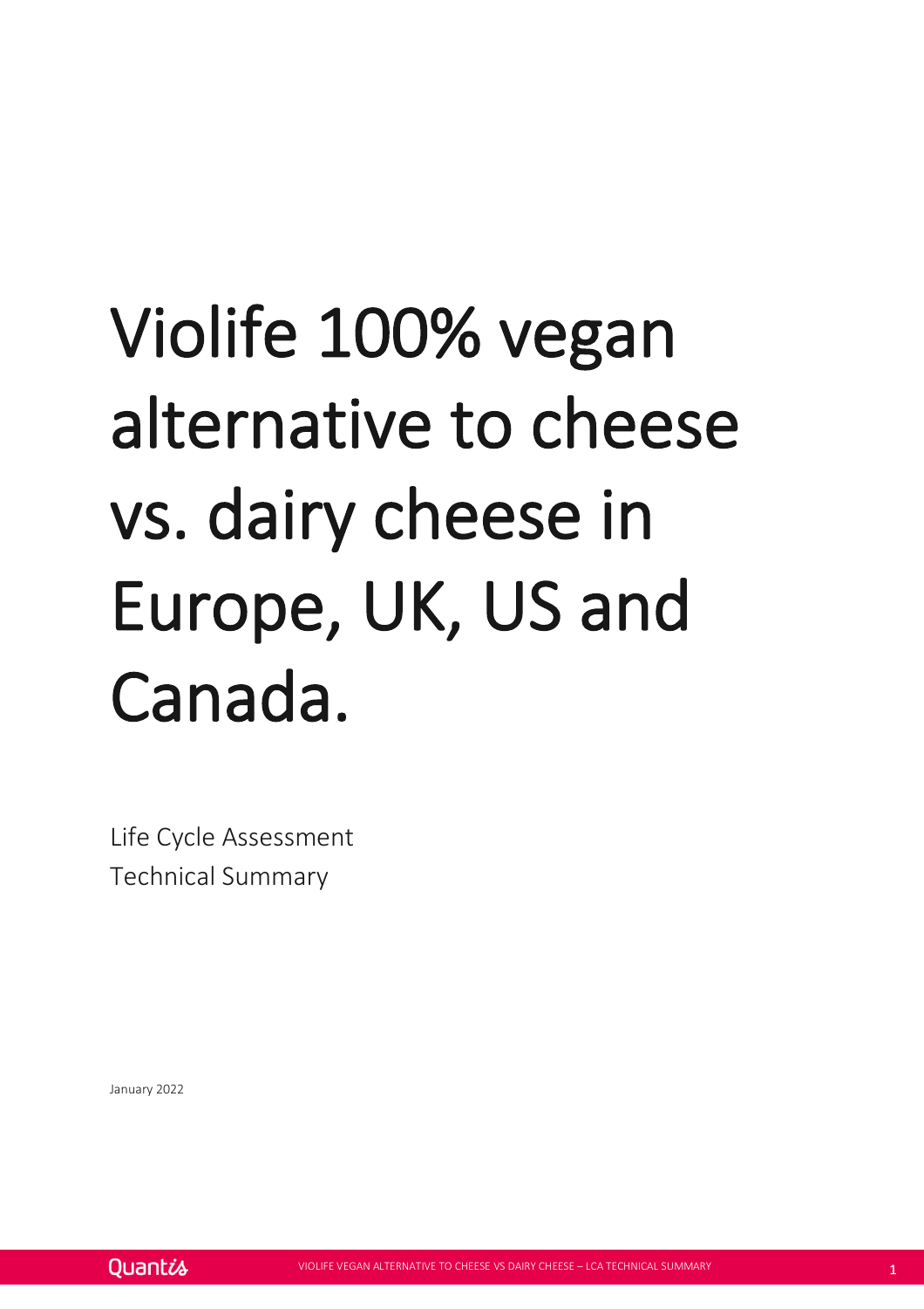# Violife 100% vegan alternative to cheese vs. dairy cheese in Europe, UK, US and Canada.

Life Cycle Assessment
Technical Summary

January 2022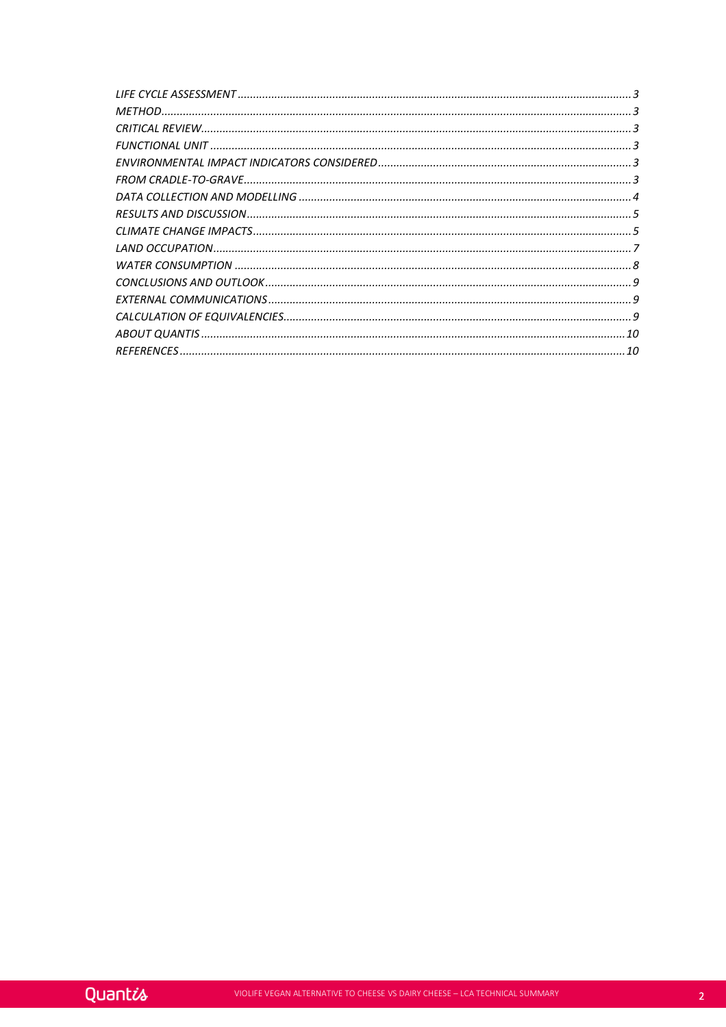*LIFE CYCLE ASSESSMENT* ........ 3
*METHOD* ........ 3
*CRITICAL REVIEW* ........ 3
*FUNCTIONAL UNIT* ........ 3
*ENVIRONMENTAL IMPACT INDICATORS CONSIDERED* ........ 3
*FROM CRADLE-TO-GRAVE* ........ 3
*DATA COLLECTION AND MODELLING* ........ 4
*RESULTS AND DISCUSSION* ........ 5
*CLIMATE CHANGE IMPACTS* ........ 5
*LAND OCCUPATION* ........ 7
*WATER CONSUMPTION* ........ 8
*CONCLUSIONS AND OUTLOOK* ........ 9
*EXTERNAL COMMUNICATIONS* ........ 9
*CALCULATION OF EQUIVALENCIES* ........ 9
*ABOUT QUANTIS* ........ 10
*REFERENCES* ........ 10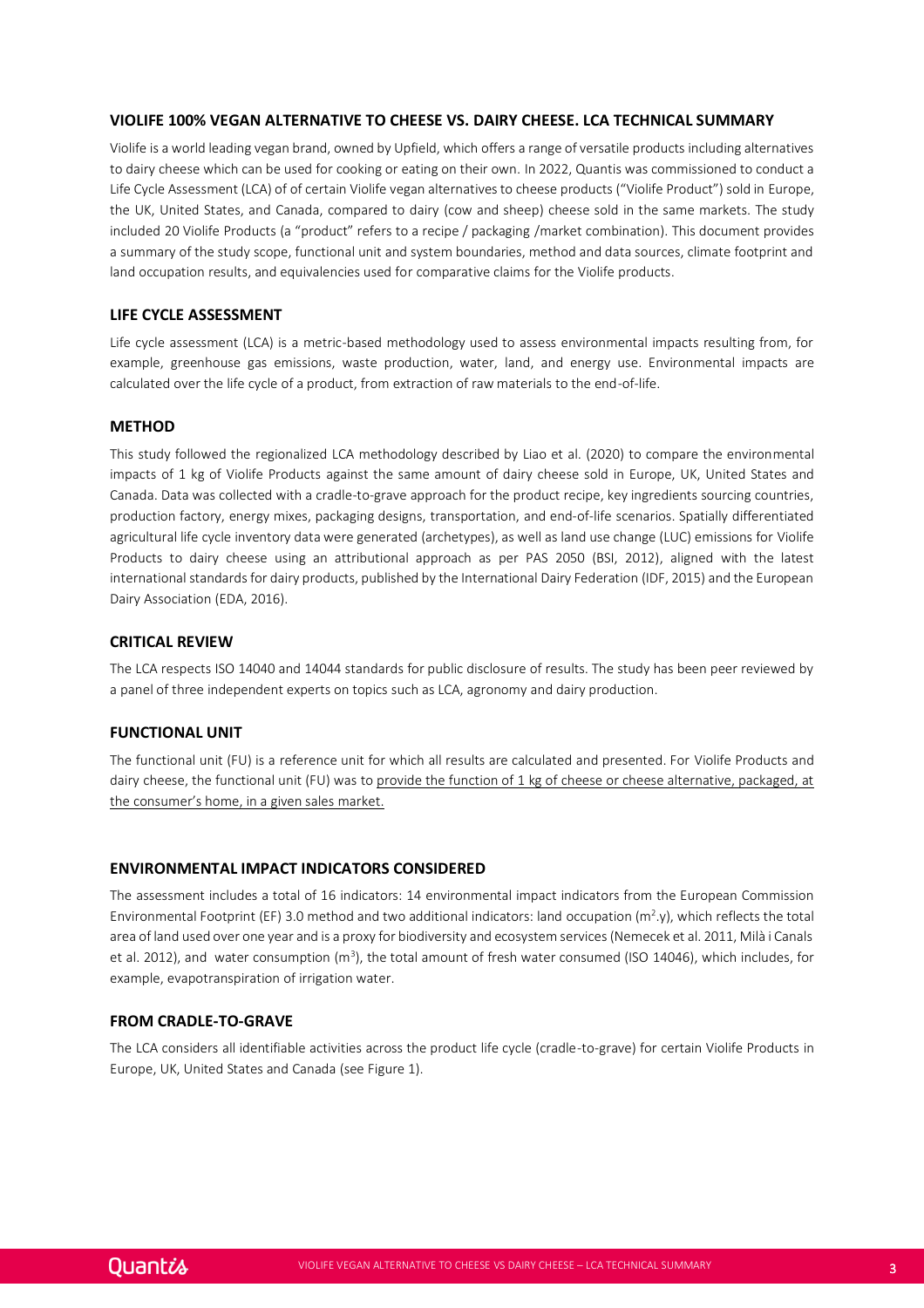## VIOLIFE 100% VEGAN ALTERNATIVE TO CHEESE VS. DAIRY CHEESE. LCA TECHNICAL SUMMARY

Violife is a world leading vegan brand, owned by Upfield, which offers a range of versatile products including alternatives to dairy cheese which can be used for cooking or eating on their own. In 2022, Quantis was commissioned to conduct a Life Cycle Assessment (LCA) of of certain Violife vegan alternatives to cheese products ("Violife Product") sold in Europe, the UK, United States, and Canada, compared to dairy (cow and sheep) cheese sold in the same markets. The study included 20 Violife Products (a "product" refers to a recipe / packaging /market combination). This document provides a summary of the study scope, functional unit and system boundaries, method and data sources, climate footprint and land occupation results, and equivalencies used for comparative claims for the Violife products.

## LIFE CYCLE ASSESSMENT

Life cycle assessment (LCA) is a metric-based methodology used to assess environmental impacts resulting from, for example, greenhouse gas emissions, waste production, water, land, and energy use. Environmental impacts are calculated over the life cycle of a product, from extraction of raw materials to the end-of-life.

## METHOD

This study followed the regionalized LCA methodology described by Liao et al. (2020) to compare the environmental impacts of 1 kg of Violife Products against the same amount of dairy cheese sold in Europe, UK, United States and Canada. Data was collected with a cradle-to-grave approach for the product recipe, key ingredients sourcing countries, production factory, energy mixes, packaging designs, transportation, and end-of-life scenarios. Spatially differentiated agricultural life cycle inventory data were generated (archetypes), as well as land use change (LUC) emissions for Violife Products to dairy cheese using an attributional approach as per PAS 2050 (BSI, 2012), aligned with the latest international standards for dairy products, published by the International Dairy Federation (IDF, 2015) and the European Dairy Association (EDA, 2016).

## CRITICAL REVIEW

The LCA respects ISO 14040 and 14044 standards for public disclosure of results. The study has been peer reviewed by a panel of three independent experts on topics such as LCA, agronomy and dairy production.

## FUNCTIONAL UNIT

The functional unit (FU) is a reference unit for which all results are calculated and presented. For Violife Products and dairy cheese, the functional unit (FU) was to provide the function of 1 kg of cheese or cheese alternative, packaged, at the consumer's home, in a given sales market.

## ENVIRONMENTAL IMPACT INDICATORS CONSIDERED

The assessment includes a total of 16 indicators: 14 environmental impact indicators from the European Commission Environmental Footprint (EF) 3.0 method and two additional indicators: land occupation ($m^2$.y), which reflects the total area of land used over one year and is a proxy for biodiversity and ecosystem services (Nemecek et al. 2011, Milà i Canals et al. 2012), and water consumption ($m^3$), the total amount of fresh water consumed (ISO 14046), which includes, for example, evapotranspiration of irrigation water.

## FROM CRADLE-TO-GRAVE

The LCA considers all identifiable activities across the product life cycle (cradle-to-grave) for certain Violife Products in Europe, UK, United States and Canada (see Figure 1).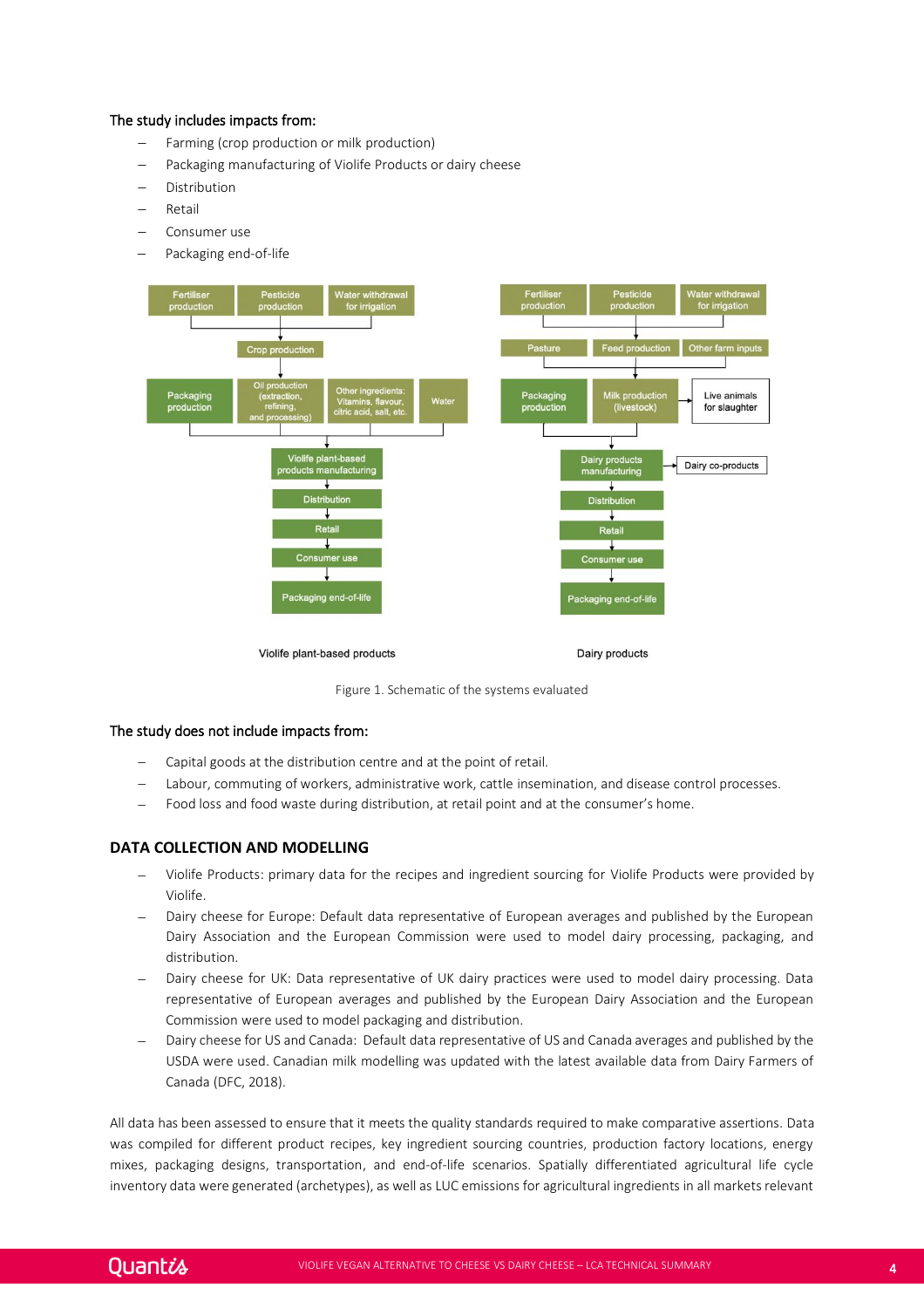The study includes impacts from:

- Farming (crop production or milk production)
- Packaging manufacturing of Violife Products or dairy cheese
- Distribution
- Retail
- Consumer use
- Packaging end-of-life

Figure 1. Schematic of the systems evaluated

The study does not include impacts from:

- Capital goods at the distribution centre and at the point of retail.
- Labour, commuting of workers, administrative work, cattle insemination, and disease control processes.
- Food loss and food waste during distribution, at retail point and at the consumer's home.

## DATA COLLECTION AND MODELLING

- Violife Products: primary data for the recipes and ingredient sourcing for Violife Products were provided by Violife.
- Dairy cheese for Europe: Default data representative of European averages and published by the European Dairy Association and the European Commission were used to model dairy processing, packaging, and distribution.
- Dairy cheese for UK: Data representative of UK dairy practices were used to model dairy processing. Data representative of European averages and published by the European Dairy Association and the European Commission were used to model packaging and distribution.
- Dairy cheese for US and Canada: Default data representative of US and Canada averages and published by the USDA were used. Canadian milk modelling was updated with the latest available data from Dairy Farmers of Canada (DFC, 2018).

All data has been assessed to ensure that it meets the quality standards required to make comparative assertions. Data was compiled for different product recipes, key ingredient sourcing countries, production factory locations, energy mixes, packaging designs, transportation, and end-of-life scenarios. Spatially differentiated agricultural life cycle inventory data were generated (archetypes), as well as LUC emissions for agricultural ingredients in all markets relevant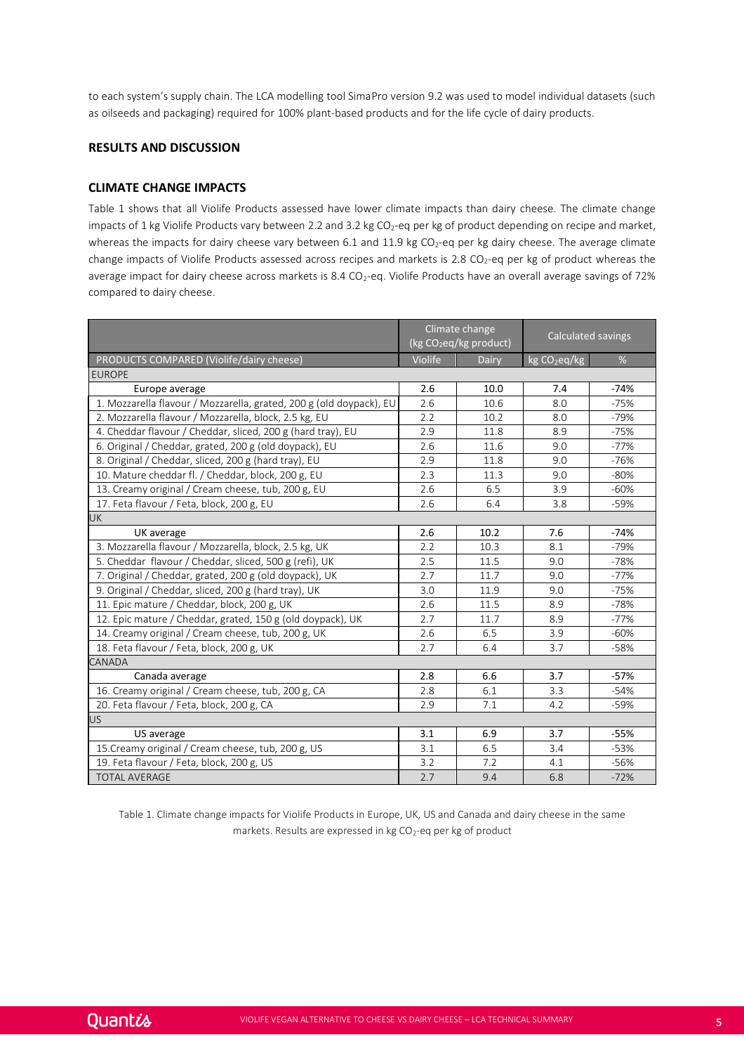to each system's supply chain. The LCA modelling tool SimaPro version 9.2 was used to model individual datasets (such as oilseeds and packaging) required for 100% plant-based products and for the life cycle of dairy products.

## RESULTS AND DISCUSSION

### CLIMATE CHANGE IMPACTS

Table 1 shows that all Violife Products assessed have lower climate impacts than dairy cheese. The climate change impacts of 1 kg Violife Products vary between 2.2 and 3.2 kg $CO_2$-eq per kg of product depending on recipe and market, whereas the impacts for dairy cheese vary between 6.1 and 11.9 kg $CO_2$-eq per kg dairy cheese. The average climate change impacts of Violife Products assessed across recipes and markets is 2.8 $CO_2$-eq per kg of product whereas the average impact for dairy cheese across markets is 8.4 $CO_2$-eq. Violife Products have an overall average savings of 72% compared to dairy cheese.

| | Climate change (kg $CO_2$eq/kg product) | | Calculated savings | |
|---|---|---|---|---|
| PRODUCTS COMPARED (Violife/dairy cheese) | Violife | Dairy | kg $CO_2$eq/kg | % |
| EUROPE | | | | |
| Europe average | 2.6 | 10.0 | 7.4 | -74% |
| 1. Mozzarella flavour / Mozzarella, grated, 200 g (old doypack), EU | 2.6 | 10.6 | 8.0 | -75% |
| 2. Mozzarella flavour / Mozzarella, block, 2.5 kg, EU | 2.2 | 10.2 | 8.0 | -79% |
| 4. Cheddar flavour / Cheddar, sliced, 200 g (hard tray), EU | 2.9 | 11.8 | 8.9 | -75% |
| 6. Original / Cheddar, grated, 200 g (old doypack), EU | 2.6 | 11.6 | 9.0 | -77% |
| 8. Original / Cheddar, sliced, 200 g (hard tray), EU | 2.9 | 11.8 | 9.0 | -76% |
| 10. Mature cheddar fl. / Cheddar, block, 200 g, EU | 2.3 | 11.3 | 9.0 | -80% |
| 13. Creamy original / Cream cheese, tub, 200 g, EU | 2.6 | 6.5 | 3.9 | -60% |
| 17. Feta flavour / Feta, block, 200 g, EU | 2.6 | 6.4 | 3.8 | -59% |
| UK | | | | |
| UK average | 2.6 | 10.2 | 7.6 | -74% |
| 3. Mozzarella flavour / Mozzarella, block, 2.5 kg, UK | 2.2 | 10.3 | 8.1 | -79% |
| 5. Cheddar flavour / Cheddar, sliced, 500 g (refi), UK | 2.5 | 11.5 | 9.0 | -78% |
| 7. Original / Cheddar, grated, 200 g (old doypack), UK | 2.7 | 11.7 | 9.0 | -77% |
| 9. Original / Cheddar, sliced, 200 g (hard tray), UK | 3.0 | 11.9 | 9.0 | -75% |
| 11. Epic mature / Cheddar, block, 200 g, UK | 2.6 | 11.5 | 8.9 | -78% |
| 12. Epic mature / Cheddar, grated, 150 g (old doypack), UK | 2.7 | 11.7 | 8.9 | -77% |
| 14. Creamy original / Cream cheese, tub, 200 g, UK | 2.6 | 6.5 | 3.9 | -60% |
| 18. Feta flavour / Feta, block, 200 g, UK | 2.7 | 6.4 | 3.7 | -58% |
| CANADA | | | | |
| Canada average | 2.8 | 6.6 | 3.7 | -57% |
| 16. Creamy original / Cream cheese, tub, 200 g, CA | 2.8 | 6.1 | 3.3 | -54% |
| 20. Feta flavour / Feta, block, 200 g, CA | 2.9 | 7.1 | 4.2 | -59% |
| US | | | | |
| US average | 3.1 | 6.9 | 3.7 | -55% |
| 15.Creamy original / Cream cheese, tub, 200 g, US | 3.1 | 6.5 | 3.4 | -53% |
| 19. Feta flavour / Feta, block, 200 g, US | 3.2 | 7.2 | 4.1 | -56% |
| TOTAL AVERAGE | 2.7 | 9.4 | 6.8 | -72% |

Table 1. Climate change impacts for Violife Products in Europe, UK, US and Canada and dairy cheese in the same markets. Results are expressed in kg $CO_2$-eq per kg of product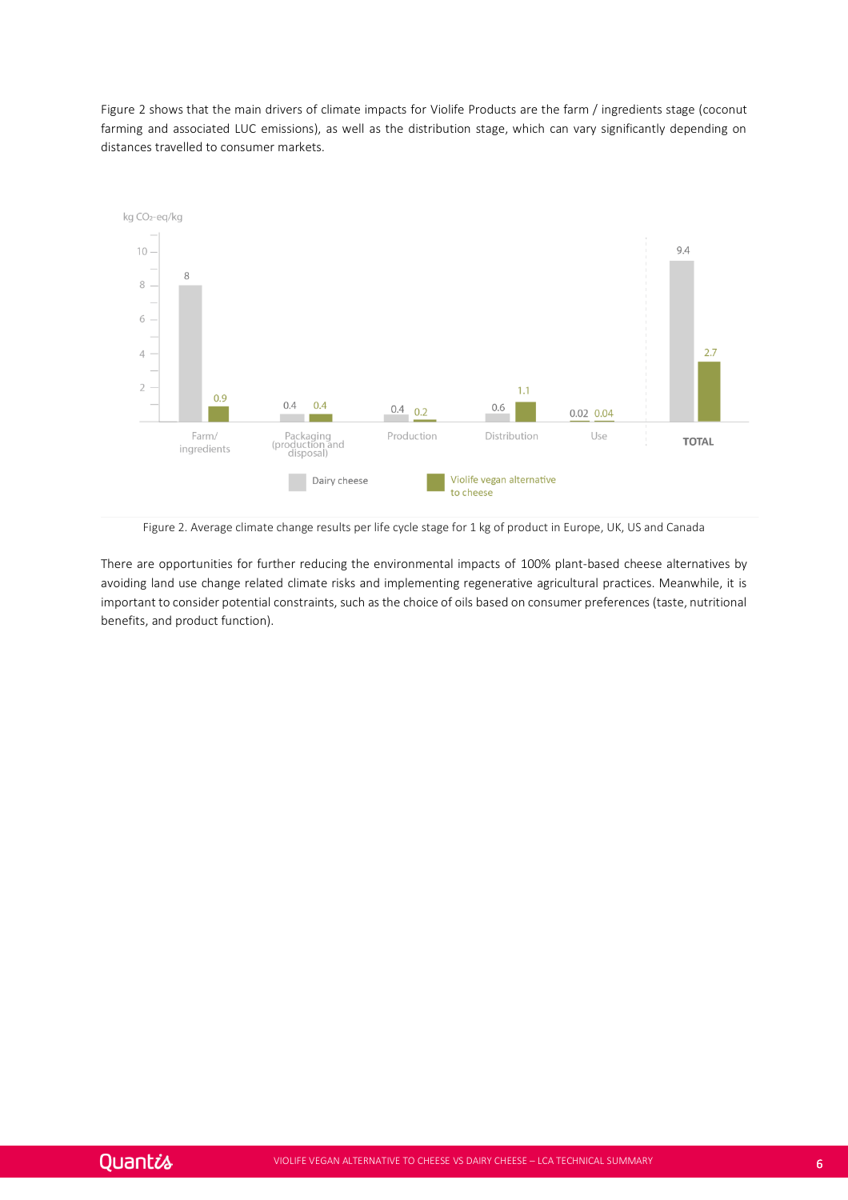Figure 2 shows that the main drivers of climate impacts for Violife Products are the farm / ingredients stage (coconut farming and associated LUC emissions), as well as the distribution stage, which can vary significantly depending on distances travelled to consumer markets.

kg $CO_2$-eq/kg

| | Farm/ ingredients | Packaging (production and disposal) | Production | Distribution | Use | TOTAL |
|---|---|---|---|---|---|---|
| Dairy cheese | 8 | 0.4 | 0.4 | 0.6 | 0.02 | 9.4 |
| Violife vegan alternative to cheese | 0.9 | 0.4 | 0.2 | 1.1 | 0.04 | 2.7 |

Figure 2. Average climate change results per life cycle stage for 1 kg of product in Europe, UK, US and Canada

There are opportunities for further reducing the environmental impacts of 100% plant-based cheese alternatives by avoiding land use change related climate risks and implementing regenerative agricultural practices. Meanwhile, it is important to consider potential constraints, such as the choice of oils based on consumer preferences (taste, nutritional benefits, and product function).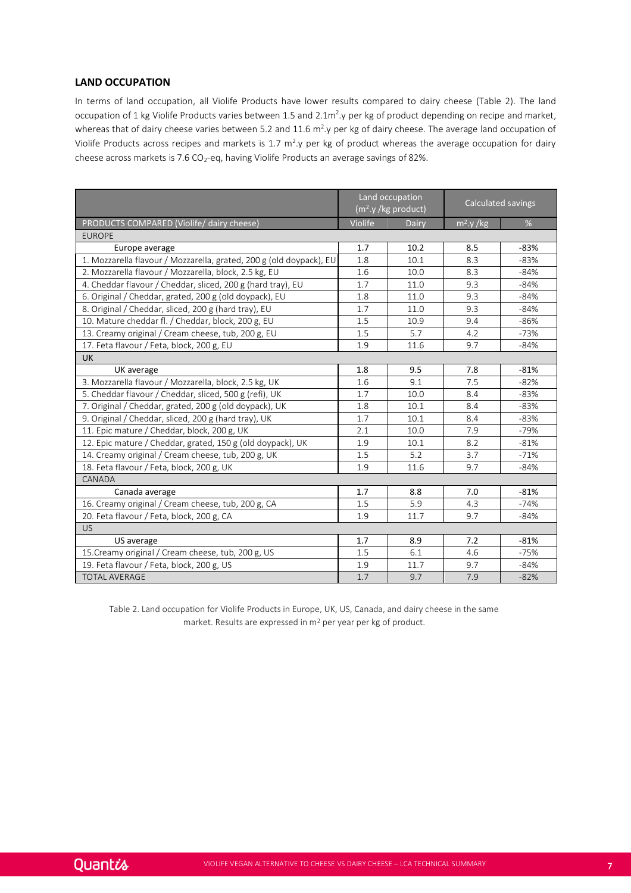## LAND OCCUPATION

In terms of land occupation, all Violife Products have lower results compared to dairy cheese (Table 2). The land occupation of 1 kg Violife Products varies between 1.5 and 2.1m$^2$.y per kg of product depending on recipe and market, whereas that of dairy cheese varies between 5.2 and 11.6 m$^2$.y per kg of dairy cheese. The average land occupation of Violife Products across recipes and markets is 1.7 m$^2$.y per kg of product whereas the average occupation for dairy cheese across markets is 7.6 $CO_2$-eq, having Violife Products an average savings of 82%.

| | Land occupation ($m^2$.y /kg product) | | Calculated savings | |
|---|---|---|---|---|
| PRODUCTS COMPARED (Violife/ dairy cheese) | Violife | Dairy | $m^2$.y /kg | % |
| EUROPE | | | | |
| **Europe average** | **1.7** | **10.2** | **8.5** | **-83%** |
| 1. Mozzarella flavour / Mozzarella, grated, 200 g (old doypack), EU | 1.8 | 10.1 | 8.3 | -83% |
| 2. Mozzarella flavour / Mozzarella, block, 2.5 kg, EU | 1.6 | 10.0 | 8.3 | -84% |
| 4. Cheddar flavour / Cheddar, sliced, 200 g (hard tray), EU | 1.7 | 11.0 | 9.3 | -84% |
| 6. Original / Cheddar, grated, 200 g (old doypack), EU | 1.8 | 11.0 | 9.3 | -84% |
| 8. Original / Cheddar, sliced, 200 g (hard tray), EU | 1.7 | 11.0 | 9.3 | -84% |
| 10. Mature cheddar fl. / Cheddar, block, 200 g, EU | 1.5 | 10.9 | 9.4 | -86% |
| 13. Creamy original / Cream cheese, tub, 200 g, EU | 1.5 | 5.7 | 4.2 | -73% |
| 17. Feta flavour / Feta, block, 200 g, EU | 1.9 | 11.6 | 9.7 | -84% |
| UK | | | | |
| **UK average** | **1.8** | **9.5** | **7.8** | **-81%** |
| 3. Mozzarella flavour / Mozzarella, block, 2.5 kg, UK | 1.6 | 9.1 | 7.5 | -82% |
| 5. Cheddar flavour / Cheddar, sliced, 500 g (refi), UK | 1.7 | 10.0 | 8.4 | -83% |
| 7. Original / Cheddar, grated, 200 g (old doypack), UK | 1.8 | 10.1 | 8.4 | -83% |
| 9. Original / Cheddar, sliced, 200 g (hard tray), UK | 1.7 | 10.1 | 8.4 | -83% |
| 11. Epic mature / Cheddar, block, 200 g, UK | 2.1 | 10.0 | 7.9 | -79% |
| 12. Epic mature / Cheddar, grated, 150 g (old doypack), UK | 1.9 | 10.1 | 8.2 | -81% |
| 14. Creamy original / Cream cheese, tub, 200 g, UK | 1.5 | 5.2 | 3.7 | -71% |
| 18. Feta flavour / Feta, block, 200 g, UK | 1.9 | 11.6 | 9.7 | -84% |
| CANADA | | | | |
| **Canada average** | **1.7** | **8.8** | **7.0** | **-81%** |
| 16. Creamy original / Cream cheese, tub, 200 g, CA | 1.5 | 5.9 | 4.3 | -74% |
| 20. Feta flavour / Feta, block, 200 g, CA | 1.9 | 11.7 | 9.7 | -84% |
| US | | | | |
| **US average** | **1.7** | **8.9** | **7.2** | **-81%** |
| 15.Creamy original / Cream cheese, tub, 200 g, US | 1.5 | 6.1 | 4.6 | -75% |
| 19. Feta flavour / Feta, block, 200 g, US | 1.9 | 11.7 | 9.7 | -84% |
| TOTAL AVERAGE | 1.7 | 9.7 | 7.9 | -82% |

Table 2. Land occupation for Violife Products in Europe, UK, US, Canada, and dairy cheese in the same market. Results are expressed in m$^2$ per year per kg of product.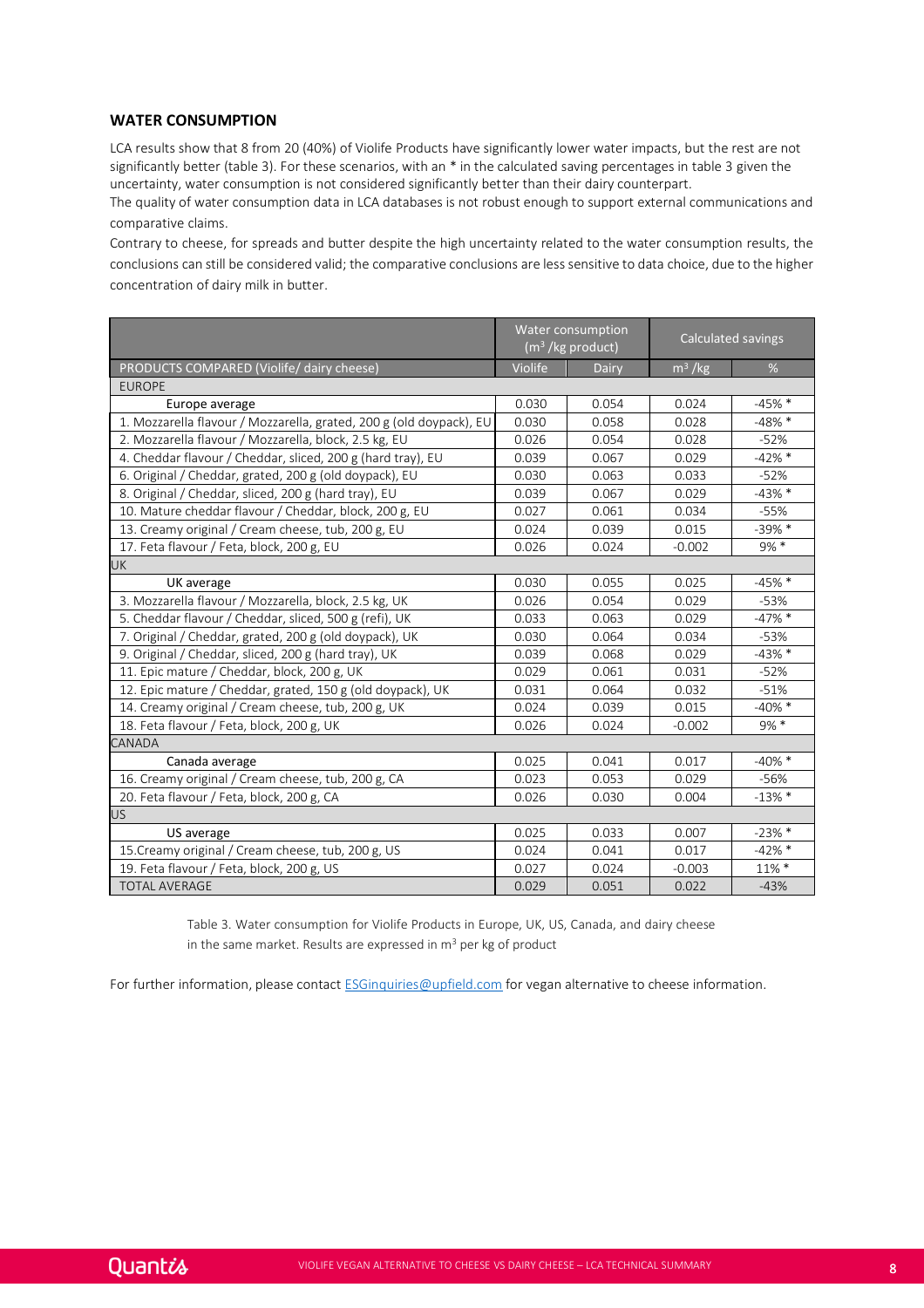## WATER CONSUMPTION

LCA results show that 8 from 20 (40%) of Violife Products have significantly lower water impacts, but the rest are not significantly better (table 3). For these scenarios, with an * in the calculated saving percentages in table 3 given the uncertainty, water consumption is not considered significantly better than their dairy counterpart.

The quality of water consumption data in LCA databases is not robust enough to support external communications and comparative claims.

Contrary to cheese, for spreads and butter despite the high uncertainty related to the water consumption results, the conclusions can still be considered valid; the comparative conclusions are less sensitive to data choice, due to the higher concentration of dairy milk in butter.

| | Water consumption ($m^3$ /kg product) | | Calculated savings | |
|---|---|---|---|---|
| PRODUCTS COMPARED (Violife/ dairy cheese) | Violife | Dairy | $m^3$ /kg | % |
| EUROPE | | | | |
| Europe average | 0.030 | 0.054 | 0.024 | -45% * |
| 1. Mozzarella flavour / Mozzarella, grated, 200 g (old doypack), EU | 0.030 | 0.058 | 0.028 | -48% * |
| 2. Mozzarella flavour / Mozzarella, block, 2.5 kg, EU | 0.026 | 0.054 | 0.028 | -52% |
| 4. Cheddar flavour / Cheddar, sliced, 200 g (hard tray), EU | 0.039 | 0.067 | 0.029 | -42% * |
| 6. Original / Cheddar, grated, 200 g (old doypack), EU | 0.030 | 0.063 | 0.033 | -52% |
| 8. Original / Cheddar, sliced, 200 g (hard tray), EU | 0.039 | 0.067 | 0.029 | -43% * |
| 10. Mature cheddar flavour / Cheddar, block, 200 g, EU | 0.027 | 0.061 | 0.034 | -55% |
| 13. Creamy original / Cream cheese, tub, 200 g, EU | 0.024 | 0.039 | 0.015 | -39% * |
| 17. Feta flavour / Feta, block, 200 g, EU | 0.026 | 0.024 | -0.002 | 9% * |
| UK | | | | |
| UK average | 0.030 | 0.055 | 0.025 | -45% * |
| 3. Mozzarella flavour / Mozzarella, block, 2.5 kg, UK | 0.026 | 0.054 | 0.029 | -53% |
| 5. Cheddar flavour / Cheddar, sliced, 500 g (refi), UK | 0.033 | 0.063 | 0.029 | -47% * |
| 7. Original / Cheddar, grated, 200 g (old doypack), UK | 0.030 | 0.064 | 0.034 | -53% |
| 9. Original / Cheddar, sliced, 200 g (hard tray), UK | 0.039 | 0.068 | 0.029 | -43% * |
| 11. Epic mature / Cheddar, block, 200 g, UK | 0.029 | 0.061 | 0.031 | -52% |
| 12. Epic mature / Cheddar, grated, 150 g (old doypack), UK | 0.031 | 0.064 | 0.032 | -51% |
| 14. Creamy original / Cream cheese, tub, 200 g, UK | 0.024 | 0.039 | 0.015 | -40% * |
| 18. Feta flavour / Feta, block, 200 g, UK | 0.026 | 0.024 | -0.002 | 9% * |
| CANADA | | | | |
| Canada average | 0.025 | 0.041 | 0.017 | -40% * |
| 16. Creamy original / Cream cheese, tub, 200 g, CA | 0.023 | 0.053 | 0.029 | -56% |
| 20. Feta flavour / Feta, block, 200 g, CA | 0.026 | 0.030 | 0.004 | -13% * |
| US | | | | |
| US average | 0.025 | 0.033 | 0.007 | -23% * |
| 15.Creamy original / Cream cheese, tub, 200 g, US | 0.024 | 0.041 | 0.017 | -42% * |
| 19. Feta flavour / Feta, block, 200 g, US | 0.027 | 0.024 | -0.003 | 11% * |
| TOTAL AVERAGE | 0.029 | 0.051 | 0.022 | -43% |

Table 3. Water consumption for Violife Products in Europe, UK, US, Canada, and dairy cheese in the same market. Results are expressed in $m^3$ per kg of product

For further information, please contact ESGinquiries@upfield.com for vegan alternative to cheese information.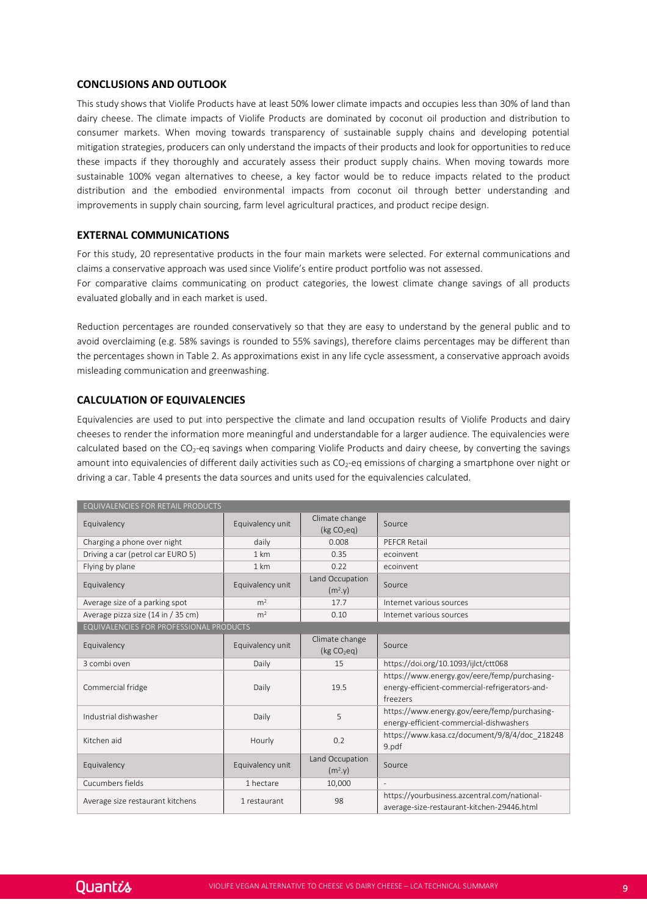## CONCLUSIONS AND OUTLOOK

This study shows that Violife Products have at least 50% lower climate impacts and occupies less than 30% of land than dairy cheese. The climate impacts of Violife Products are dominated by coconut oil production and distribution to consumer markets. When moving towards transparency of sustainable supply chains and developing potential mitigation strategies, producers can only understand the impacts of their products and look for opportunities to reduce these impacts if they thoroughly and accurately assess their product supply chains. When moving towards more sustainable 100% vegan alternatives to cheese, a key factor would be to reduce impacts related to the product distribution and the embodied environmental impacts from coconut oil through better understanding and improvements in supply chain sourcing, farm level agricultural practices, and product recipe design.

## EXTERNAL COMMUNICATIONS

For this study, 20 representative products in the four main markets were selected. For external communications and claims a conservative approach was used since Violife's entire product portfolio was not assessed.

For comparative claims communicating on product categories, the lowest climate change savings of all products evaluated globally and in each market is used.

Reduction percentages are rounded conservatively so that they are easy to understand by the general public and to avoid overclaiming (e.g. 58% savings is rounded to 55% savings), therefore claims percentages may be different than the percentages shown in Table 2. As approximations exist in any life cycle assessment, a conservative approach avoids misleading communication and greenwashing.

## CALCULATION OF EQUIVALENCIES

Equivalencies are used to put into perspective the climate and land occupation results of Violife Products and dairy cheeses to render the information more meaningful and understandable for a larger audience. The equivalencies were calculated based on the $CO_2$-eq savings when comparing Violife Products and dairy cheese, by converting the savings amount into equivalencies of different daily activities such as $CO_2$-eq emissions of charging a smartphone over night or driving a car. Table 4 presents the data sources and units used for the equivalencies calculated.

| EQUIVALENCIES FOR RETAIL PRODUCTS | | | |
|---|---|---|---|
| Equivalency | Equivalency unit | Climate change (kg $CO_2$eq) | Source |
| Charging a phone over night | daily | 0.008 | PEFCR Retail |
| Driving a car (petrol car EURO 5) | 1 km | 0.35 | ecoinvent |
| Flying by plane | 1 km | 0.22 | ecoinvent |
| Equivalency | Equivalency unit | Land Occupation ($m^2$.y) | Source |
| Average size of a parking spot | $m^2$ | 17.7 | Internet various sources |
| Average pizza size (14 in / 35 cm) | $m^2$ | 0.10 | Internet various sources |
| EQUIVALENCIES FOR PROFESSIONAL PRODUCTS | | | |
| Equivalency | Equivalency unit | Climate change (kg $CO_2$eq) | Source |
| 3 combi oven | Daily | 15 | https://doi.org/10.1093/ijlct/ctt068 |
| Commercial fridge | Daily | 19.5 | https://www.energy.gov/eere/femp/purchasing-energy-efficient-commercial-refrigerators-and-freezers |
| Industrial dishwasher | Daily | 5 | https://www.energy.gov/eere/femp/purchasing-energy-efficient-commercial-dishwashers |
| Kitchen aid | Hourly | 0.2 | https://www.kasa.cz/document/9/8/4/doc_2182489.pdf |
| Equivalency | Equivalency unit | Land Occupation ($m^2$.y) | Source |
| Cucumbers fields | 1 hectare | 10,000 | - |
| Average size restaurant kitchens | 1 restaurant | 98 | https://yourbusiness.azcentral.com/national-average-size-restaurant-kitchen-29446.html |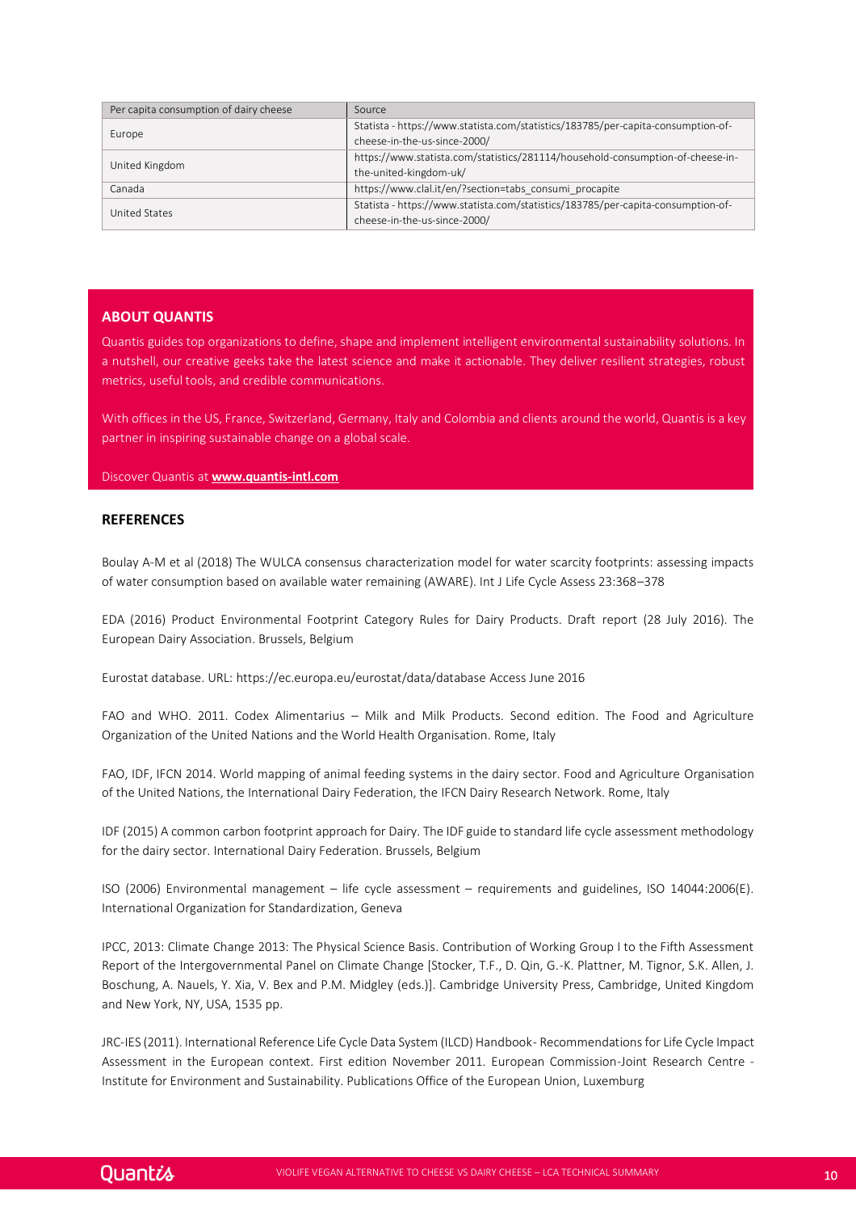| Per capita consumption of dairy cheese | Source |
| --- | --- |
| Europe | Statista - https://www.statista.com/statistics/183785/per-capita-consumption-of-cheese-in-the-us-since-2000/ |
| United Kingdom | https://www.statista.com/statistics/281114/household-consumption-of-cheese-in-the-united-kingdom-uk/ |
| Canada | https://www.clal.it/en/?section=tabs_consumi_procapite |
| United States | Statista - https://www.statista.com/statistics/183785/per-capita-consumption-of-cheese-in-the-us-since-2000/ |

## ABOUT QUANTIS

Quantis guides top organizations to define, shape and implement intelligent environmental sustainability solutions. In a nutshell, our creative geeks take the latest science and make it actionable. They deliver resilient strategies, robust metrics, useful tools, and credible communications.

With offices in the US, France, Switzerland, Germany, Italy and Colombia and clients around the world, Quantis is a key partner in inspiring sustainable change on a global scale.

Discover Quantis at **www.quantis-intl.com**

## REFERENCES

Boulay A-M et al (2018) The WULCA consensus characterization model for water scarcity footprints: assessing impacts of water consumption based on available water remaining (AWARE). Int J Life Cycle Assess 23:368–378

EDA (2016) Product Environmental Footprint Category Rules for Dairy Products. Draft report (28 July 2016). The European Dairy Association. Brussels, Belgium

Eurostat database. URL: https://ec.europa.eu/eurostat/data/database Access June 2016

FAO and WHO. 2011. Codex Alimentarius – Milk and Milk Products. Second edition. The Food and Agriculture Organization of the United Nations and the World Health Organisation. Rome, Italy

FAO, IDF, IFCN 2014. World mapping of animal feeding systems in the dairy sector. Food and Agriculture Organisation of the United Nations, the International Dairy Federation, the IFCN Dairy Research Network. Rome, Italy

IDF (2015) A common carbon footprint approach for Dairy. The IDF guide to standard life cycle assessment methodology for the dairy sector. International Dairy Federation. Brussels, Belgium

ISO (2006) Environmental management – life cycle assessment – requirements and guidelines, ISO 14044:2006(E). International Organization for Standardization, Geneva

IPCC, 2013: Climate Change 2013: The Physical Science Basis. Contribution of Working Group I to the Fifth Assessment Report of the Intergovernmental Panel on Climate Change [Stocker, T.F., D. Qin, G.-K. Plattner, M. Tignor, S.K. Allen, J. Boschung, A. Nauels, Y. Xia, V. Bex and P.M. Midgley (eds.)]. Cambridge University Press, Cambridge, United Kingdom and New York, NY, USA, 1535 pp.

JRC-IES (2011). International Reference Life Cycle Data System (ILCD) Handbook- Recommendations for Life Cycle Impact Assessment in the European context. First edition November 2011. European Commission-Joint Research Centre - Institute for Environment and Sustainability. Publications Office of the European Union, Luxemburg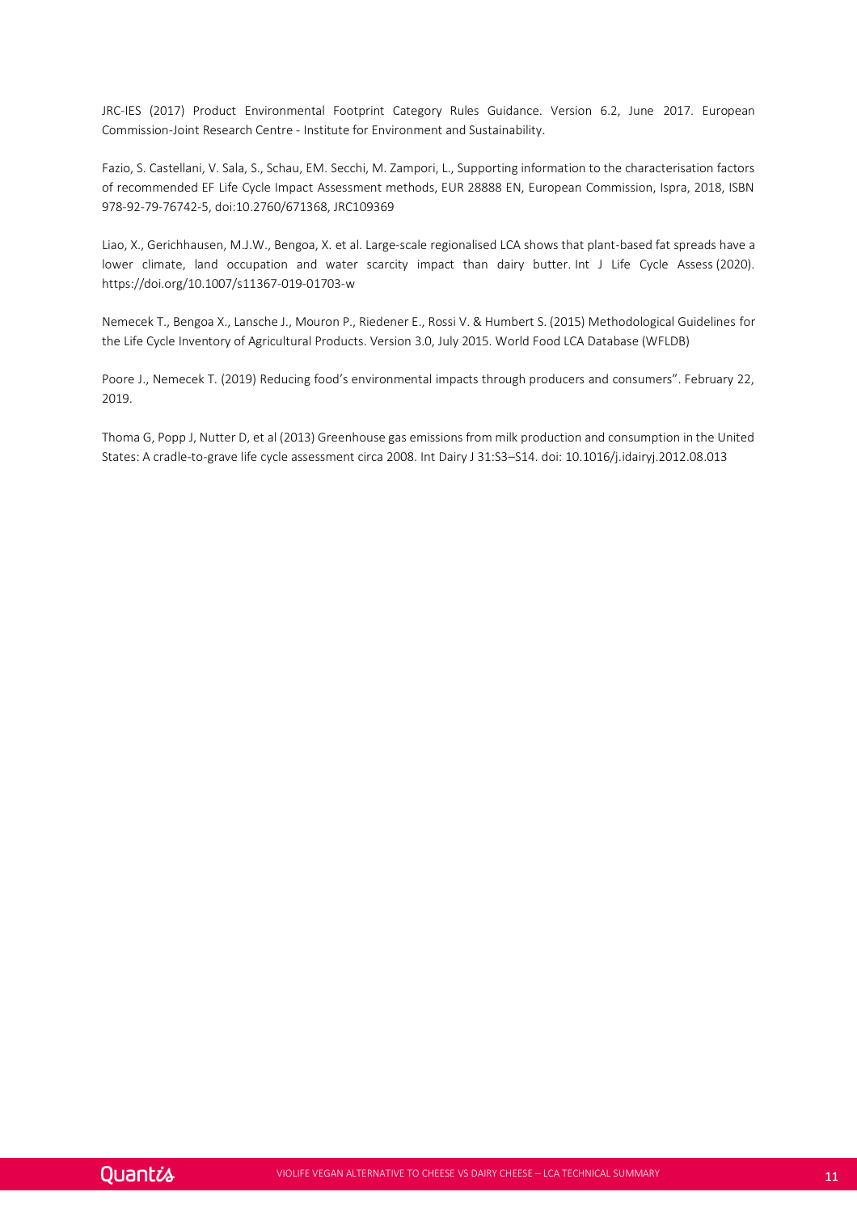JRC-IES (2017) Product Environmental Footprint Category Rules Guidance. Version 6.2, June 2017. European Commission-Joint Research Centre - Institute for Environment and Sustainability.

Fazio, S. Castellani, V. Sala, S., Schau, EM. Secchi, M. Zampori, L., Supporting information to the characterisation factors of recommended EF Life Cycle Impact Assessment methods, EUR 28888 EN, European Commission, Ispra, 2018, ISBN 978-92-79-76742-5, doi:10.2760/671368, JRC109369

Liao, X., Gerichhausen, M.J.W., Bengoa, X. et al. Large-scale regionalised LCA shows that plant-based fat spreads have a lower climate, land occupation and water scarcity impact than dairy butter. Int J Life Cycle Assess (2020). https://doi.org/10.1007/s11367-019-01703-w

Nemecek T., Bengoa X., Lansche J., Mouron P., Riedener E., Rossi V. & Humbert S. (2015) Methodological Guidelines for the Life Cycle Inventory of Agricultural Products. Version 3.0, July 2015. World Food LCA Database (WFLDB)

Poore J., Nemecek T. (2019) Reducing food's environmental impacts through producers and consumers". February 22, 2019.

Thoma G, Popp J, Nutter D, et al (2013) Greenhouse gas emissions from milk production and consumption in the United States: A cradle-to-grave life cycle assessment circa 2008. Int Dairy J 31:S3–S14. doi: 10.1016/j.idairyj.2012.08.013